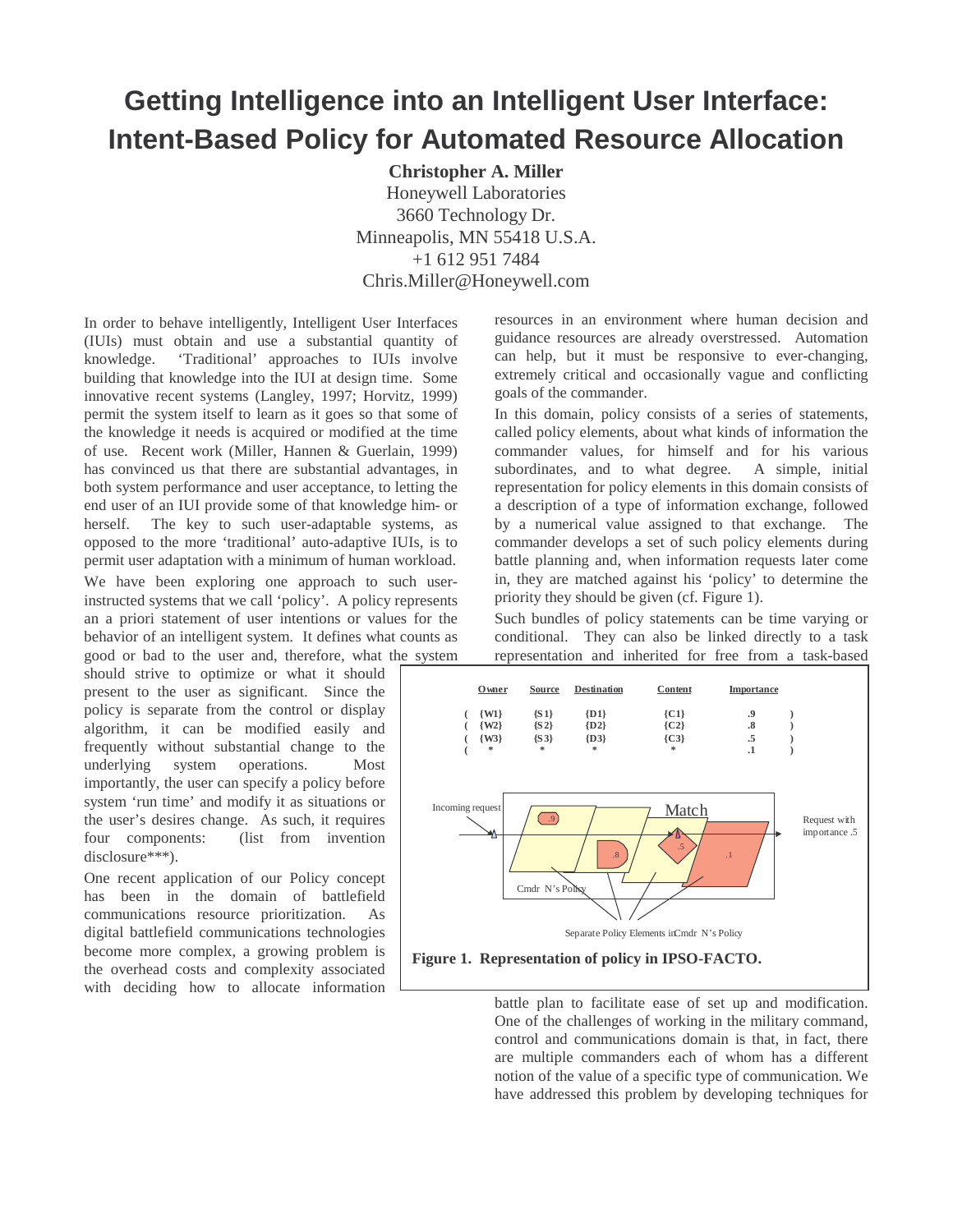# Getting Intelligence into an Intelligent User Interface: Intent-Based Policy for Automated Resource Allocation

**Christopher A. Miller**
Honeywell Laboratories
3660 Technology Dr.
Minneapolis, MN 55418 U.S.A.
+1 612 951 7484
Chris.Miller@Honeywell.com

In order to behave intelligently, Intelligent User Interfaces (IUIs) must obtain and use a substantial quantity of knowledge. 'Traditional' approaches to IUIs involve building that knowledge into the IUI at design time. Some innovative recent systems (Langley, 1997; Horvitz, 1999) permit the system itself to learn as it goes so that some of the knowledge it needs is acquired or modified at the time of use. Recent work (Miller, Hannen & Guerlain, 1999) has convinced us that there are substantial advantages, in both system performance and user acceptance, to letting the end user of an IUI provide some of that knowledge him- or herself. The key to such user-adaptable systems, as opposed to the more 'traditional' auto-adaptive IUIs, is to permit user adaptation with a minimum of human workload.

We have been exploring one approach to such user-instructed systems that we call 'policy'. A policy represents an a priori statement of user intentions or values for the behavior of an intelligent system. It defines what counts as good or bad to the user and, therefore, what the system should strive to optimize or what it should present to the user as significant. Since the policy is separate from the control or display algorithm, it can be modified easily and frequently without substantial change to the underlying system operations. Most importantly, the user can specify a policy before system 'run time' and modify it as situations or the user's desires change. As such, it requires four components: (list from invention disclosure***).

One recent application of our Policy concept has been in the domain of battlefield communications resource prioritization. As digital battlefield communications technologies become more complex, a growing problem is the overhead costs and complexity associated with deciding how to allocate information resources in an environment where human decision and guidance resources are already overstressed. Automation can help, but it must be responsive to ever-changing, extremely critical and occasionally vague and conflicting goals of the commander.

In this domain, policy consists of a series of statements, called policy elements, about what kinds of information the commander values, for himself and for his various subordinates, and to what degree. A simple, initial representation for policy elements in this domain consists of a description of a type of information exchange, followed by a numerical value assigned to that exchange. The commander develops a set of such policy elements during battle planning and, when information requests later come in, they are matched against his 'policy' to determine the priority they should be given (cf. Figure 1).

Such bundles of policy statements can be time varying or conditional. They can also be linked directly to a task representation and inherited for free from a task-based battle plan to facilitate ease of set up and modification. One of the challenges of working in the military command, control and communications domain is that, in fact, there are multiple commanders each of whom has a different notion of the value of a specific type of communication. We have addressed this problem by developing techniques for

| | Owner | Source | Destination | Content | Importance | |
|---|---|---|---|---|---|---|
| ( | {W1} | {S1} | {D1} | {C1} | .9 | ) |
| ( | {W2} | {S2} | {D2} | {C2} | .8 | ) |
| ( | {W3} | {S3} | {D3} | {C3} | .5 | ) |
| ( | * | * | * | * | .1 | ) |

Incoming request — Match — Request with importance .5

Cmdr N's Policy

Separate Policy Elements in Cmdr N's Policy

**Figure 1. Representation of policy in IPSO-FACTO.**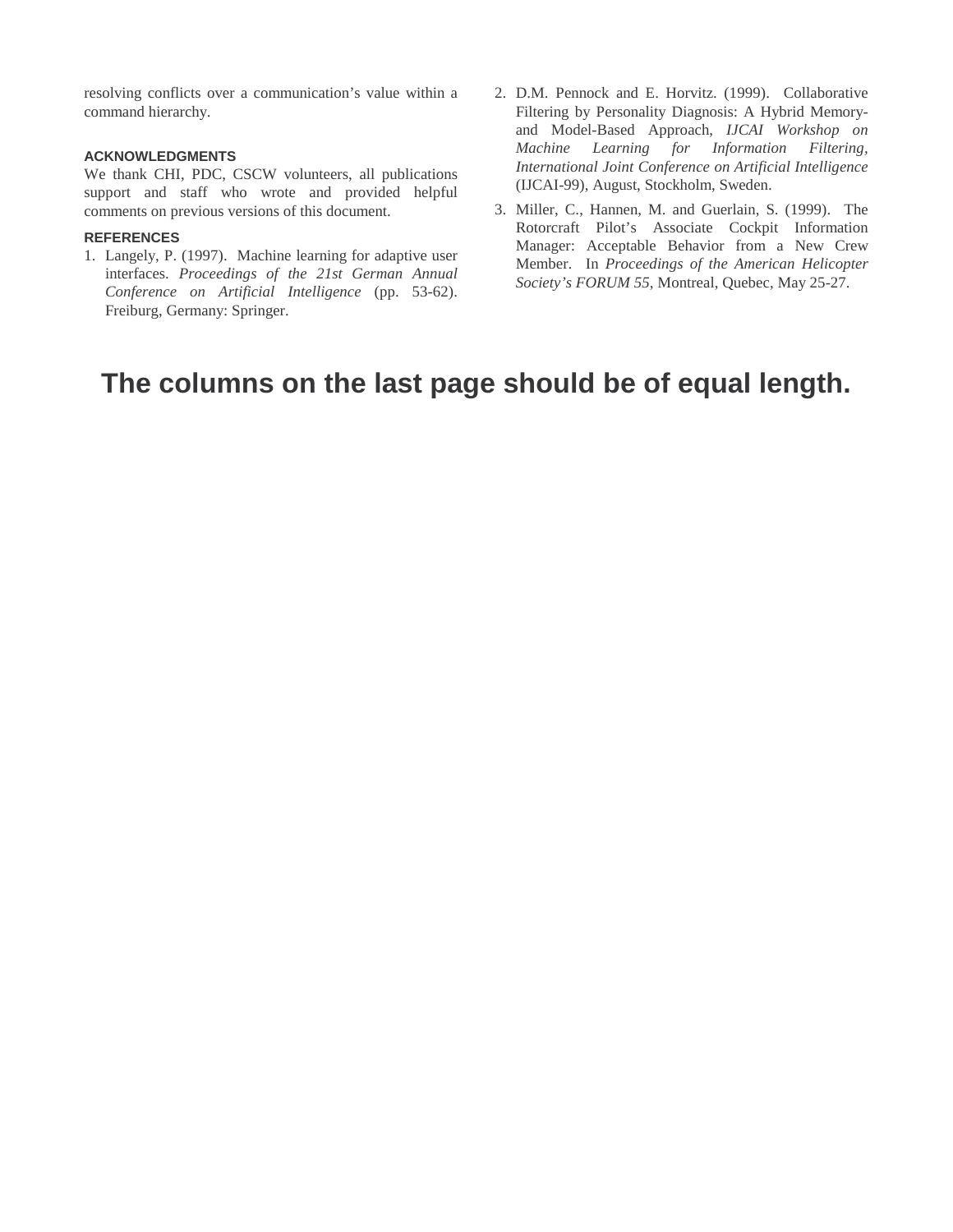resolving conflicts over a communication's value within a command hierarchy.

## ACKNOWLEDGMENTS

We thank CHI, PDC, CSCW volunteers, all publications support and staff who wrote and provided helpful comments on previous versions of this document.

## REFERENCES

1. Langely, P. (1997). Machine learning for adaptive user interfaces. *Proceedings of the 21st German Annual Conference on Artificial Intelligence* (pp. 53-62). Freiburg, Germany: Springer.
2. D.M. Pennock and E. Horvitz. (1999). Collaborative Filtering by Personality Diagnosis: A Hybrid Memory- and Model-Based Approach, *IJCAI Workshop on Machine Learning for Information Filtering, International Joint Conference on Artificial Intelligence* (IJCAI-99), August, Stockholm, Sweden.
3. Miller, C., Hannen, M. and Guerlain, S. (1999). The Rotorcraft Pilot's Associate Cockpit Information Manager: Acceptable Behavior from a New Crew Member. In *Proceedings of the American Helicopter Society's FORUM 55*, Montreal, Quebec, May 25-27.

**The columns on the last page should be of equal length.**